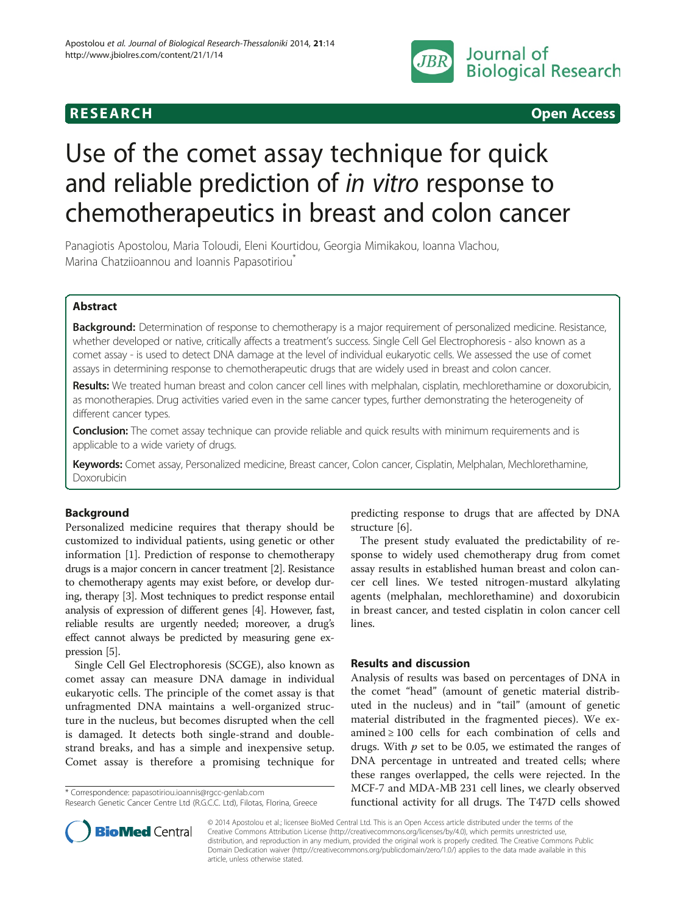# Use of the comet assay technique for quick and reliable prediction of *in vitro* response to chemotherapeutics in breast and colon cancer

Panagiotis Apostolou, Maria Toloudi, Eleni Kourtidou, Georgia Mimikakou, Ioanna Vlachou, Marina Chatziioannou and Ioannis Papasotiriou*

## Abstract

**Background:** Determination of response to chemotherapy is a major requirement of personalized medicine. Resistance, whether developed or native, critically affects a treatment's success. Single Cell Gel Electrophoresis - also known as a comet assay - is used to detect DNA damage at the level of individual eukaryotic cells. We assessed the use of comet assays in determining response to chemotherapeutic drugs that are widely used in breast and colon cancer.

**Results:** We treated human breast and colon cancer cell lines with melphalan, cisplatin, mechlorethamine or doxorubicin, as monotherapies. Drug activities varied even in the same cancer types, further demonstrating the heterogeneity of different cancer types.

**Conclusion:** The comet assay technique can provide reliable and quick results with minimum requirements and is applicable to a wide variety of drugs.

**Keywords:** Comet assay, Personalized medicine, Breast cancer, Colon cancer, Cisplatin, Melphalan, Mechlorethamine, Doxorubicin

## Background

Personalized medicine requires that therapy should be customized to individual patients, using genetic or other information [1]. Prediction of response to chemotherapy drugs is a major concern in cancer treatment [2]. Resistance to chemotherapy agents may exist before, or develop during, therapy [3]. Most techniques to predict response entail analysis of expression of different genes [4]. However, fast, reliable results are urgently needed; moreover, a drug's effect cannot always be predicted by measuring gene expression [5].

Single Cell Gel Electrophoresis (SCGE), also known as comet assay can measure DNA damage in individual eukaryotic cells. The principle of the comet assay is that unfragmented DNA maintains a well-organized structure in the nucleus, but becomes disrupted when the cell is damaged. It detects both single-strand and double-strand breaks, and has a simple and inexpensive setup. Comet assay is therefore a promising technique for predicting response to drugs that are affected by DNA structure [6].

The present study evaluated the predictability of response to widely used chemotherapy drug from comet assay results in established human breast and colon cancer cell lines. We tested nitrogen-mustard alkylating agents (melphalan, mechlorethamine) and doxorubicin in breast cancer, and tested cisplatin in colon cancer cell lines.

## Results and discussion

Analysis of results was based on percentages of DNA in the comet "head" (amount of genetic material distributed in the nucleus) and in "tail" (amount of genetic material distributed in the fragmented pieces). We examined ≥ 100 cells for each combination of cells and drugs. With $p$ set to be 0.05, we estimated the ranges of DNA percentage in untreated and treated cells; where these ranges overlapped, the cells were rejected. In the MCF-7 and MDA-MB 231 cell lines, we clearly observed functional activity for all drugs. The T47D cells showed

\* Correspondence: papasotiriou.ioannis@rgcc-genlab.com
Research Genetic Cancer Centre Ltd (R.G.C.C. Ltd), Filotas, Florina, Greece

© 2014 Apostolou et al.; licensee BioMed Central Ltd. This is an Open Access article distributed under the terms of the Creative Commons Attribution License (http://creativecommons.org/licenses/by/4.0), which permits unrestricted use, distribution, and reproduction in any medium, provided the original work is properly credited. The Creative Commons Public Domain Dedication waiver (http://creativecommons.org/publicdomain/zero/1.0/) applies to the data made available in this article, unless otherwise stated.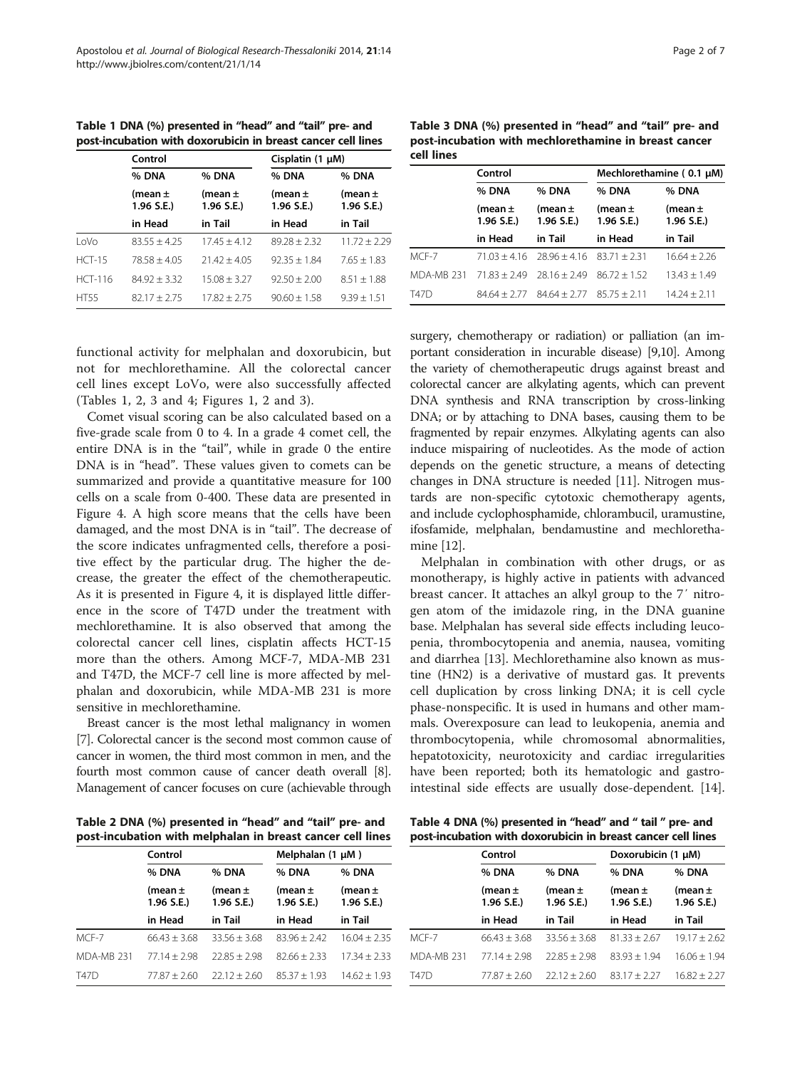**Table 1 DNA (%) presented in "head" and "tail" pre- and post-incubation with doxorubicin in breast cancer cell lines**

| | Control | | Cisplatin (1 μM) | |
|---|---|---|---|---|
| | % DNA (mean ± 1.96 S.E.) in Head | % DNA (mean ± 1.96 S.E.) in Tail | % DNA (mean ± 1.96 S.E.) in Head | % DNA (mean ± 1.96 S.E.) in Tail |
| LoVo | 83.55 ± 4.25 | 17.45 ± 4.12 | 89.28 ± 2.32 | 11.72 ± 2.29 |
| HCT-15 | 78.58 ± 4.05 | 21.42 ± 4.05 | 92.35 ± 1.84 | 7.65 ± 1.83 |
| HCT-116 | 84.92 ± 3.32 | 15.08 ± 3.27 | 92.50 ± 2.00 | 8.51 ± 1.88 |
| HT55 | 82.17 ± 2.75 | 17.82 ± 2.75 | 90.60 ± 1.58 | 9.39 ± 1.51 |

functional activity for melphalan and doxorubicin, but not for mechlorethamine. All the colorectal cancer cell lines except LoVo, were also successfully affected (Tables 1, 2, 3 and 4; Figures 1, 2 and 3).

Comet visual scoring can be also calculated based on a five-grade scale from 0 to 4. In a grade 4 comet cell, the entire DNA is in the "tail", while in grade 0 the entire DNA is in "head". These values given to comets can be summarized and provide a quantitative measure for 100 cells on a scale from 0-400. These data are presented in Figure 4. A high score means that the cells have been damaged, and the most DNA is in "tail". The decrease of the score indicates unfragmented cells, therefore a positive effect by the particular drug. The higher the decrease, the greater the effect of the chemotherapeutic. As it is presented in Figure 4, it is displayed little difference in the score of T47D under the treatment with mechlorethamine. It is also observed that among the colorectal cancer cell lines, cisplatin affects HCT-15 more than the others. Among MCF-7, MDA-MB 231 and T47D, the MCF-7 cell line is more affected by melphalan and doxorubicin, while MDA-MB 231 is more sensitive in mechlorethamine.

Breast cancer is the most lethal malignancy in women [7]. Colorectal cancer is the second most common cause of cancer in women, the third most common in men, and the fourth most common cause of cancer death overall [8]. Management of cancer focuses on cure (achievable through surgery, chemotherapy or radiation) or palliation (an important consideration in incurable disease) [9,10]. Among the variety of chemotherapeutic drugs against breast and colorectal cancer are alkylating agents, which can prevent DNA synthesis and RNA transcription by cross-linking DNA; or by attaching to DNA bases, causing them to be fragmented by repair enzymes. Alkylating agents can also induce mispairing of nucleotides. As the mode of action depends on the genetic structure, a means of detecting changes in DNA structure is needed [11]. Nitrogen mustards are non-specific cytotoxic chemotherapy agents, and include cyclophosphamide, chlorambucil, uramustine, ifosfamide, melphalan, bendamustine and mechlorethamine [12].

Melphalan in combination with other drugs, or as monotherapy, is highly active in patients with advanced breast cancer. It attaches an alkyl group to the 7′ nitrogen atom of the imidazole ring, in the DNA guanine base. Melphalan has several side effects including leucopenia, thrombocytopenia and anemia, nausea, vomiting and diarrhea [13]. Mechlorethamine also known as mustine (HN2) is a derivative of mustard gas. It prevents cell duplication by cross linking DNA; it is cell cycle phase-nonspecific. It is used in humans and other mammals. Overexposure can lead to leukopenia, anemia and thrombocytopenia, while chromosomal abnormalities, hepatotoxicity, neurotoxicity and cardiac irregularities have been reported; both its hematologic and gastrointestinal side effects are usually dose-dependent. [14].

**Table 2 DNA (%) presented in "head" and "tail" pre- and post-incubation with melphalan in breast cancer cell lines**

| | Control | | Melphalan (1 μM ) | |
|---|---|---|---|---|
| | % DNA (mean ± 1.96 S.E.) in Head | % DNA (mean ± 1.96 S.E.) in Tail | % DNA (mean ± 1.96 S.E.) in Head | % DNA (mean ± 1.96 S.E.) in Tail |
| MCF-7 | 66.43 ± 3.68 | 33.56 ± 3.68 | 83.96 ± 2.42 | 16.04 ± 2.35 |
| MDA-MB 231 | 77.14 ± 2.98 | 22.85 ± 2.98 | 82.66 ± 2.33 | 17.34 ± 2.33 |
| T47D | 77.87 ± 2.60 | 22.12 ± 2.60 | 85.37 ± 1.93 | 14.62 ± 1.93 |

**Table 3 DNA (%) presented in "head" and "tail" pre- and post-incubation with mechlorethamine in breast cancer cell lines**

| | Control | | Mechlorethamine ( 0.1 μM) | |
|---|---|---|---|---|
| | % DNA (mean ± 1.96 S.E.) in Head | % DNA (mean ± 1.96 S.E.) in Tail | % DNA (mean ± 1.96 S.E.) in Head | % DNA (mean ± 1.96 S.E.) in Tail |
| MCF-7 | 71.03 ± 4.16 | 28.96 ± 4.16 | 83.71 ± 2.31 | 16.64 ± 2.26 |
| MDA-MB 231 | 71.83 ± 2.49 | 28.16 ± 2.49 | 86.72 ± 1.52 | 13.43 ± 1.49 |
| T47D | 84.64 ± 2.77 | 84.64 ± 2.77 | 85.75 ± 2.11 | 14.24 ± 2.11 |

**Table 4 DNA (%) presented in "head" and " tail " pre- and post-incubation with doxorubicin in breast cancer cell lines**

| | Control | | Doxorubicin (1 μM) | |
|---|---|---|---|---|
| | % DNA (mean ± 1.96 S.E.) in Head | % DNA (mean ± 1.96 S.E.) in Tail | % DNA (mean ± 1.96 S.E.) in Head | % DNA (mean ± 1.96 S.E.) in Tail |
| MCF-7 | 66.43 ± 3.68 | 33.56 ± 3.68 | 81.33 ± 2.67 | 19.17 ± 2.62 |
| MDA-MB 231 | 77.14 ± 2.98 | 22.85 ± 2.98 | 83.93 ± 1.94 | 16.06 ± 1.94 |
| T47D | 77.87 ± 2.60 | 22.12 ± 2.60 | 83.17 ± 2.27 | 16.82 ± 2.27 |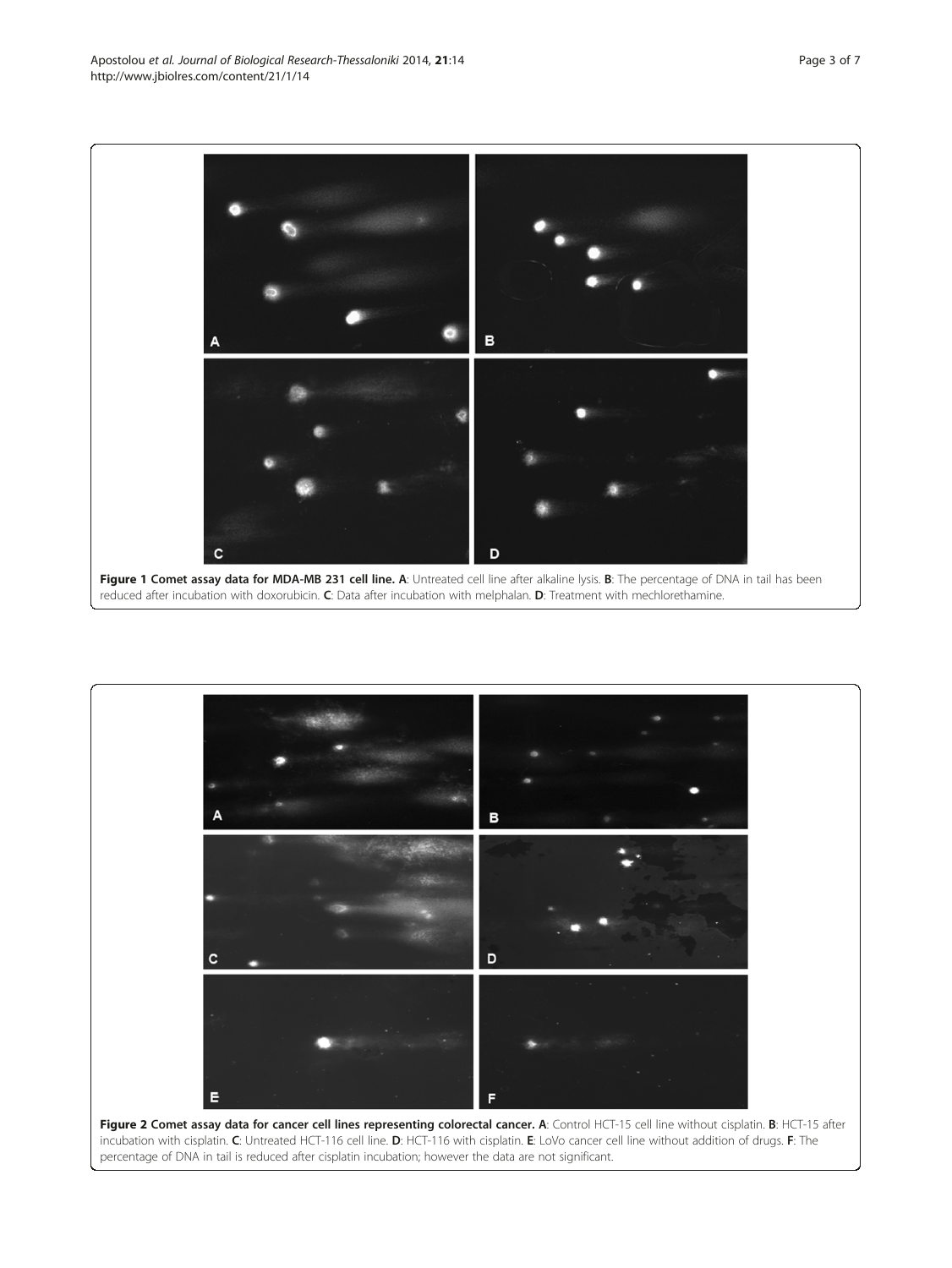**Figure 1 Comet assay data for MDA-MB 231 cell line. A**: Untreated cell line after alkaline lysis. **B**: The percentage of DNA in tail has been reduced after incubation with doxorubicin. **C**: Data after incubation with melphalan. **D**: Treatment with mechlorethamine.

**Figure 2 Comet assay data for cancer cell lines representing colorectal cancer. A**: Control HCT-15 cell line without cisplatin. **B**: HCT-15 after incubation with cisplatin. **C**: Untreated HCT-116 cell line. **D**: HCT-116 with cisplatin. **E**: LoVo cancer cell line without addition of drugs. **F**: The percentage of DNA in tail is reduced after cisplatin incubation; however the data are not significant.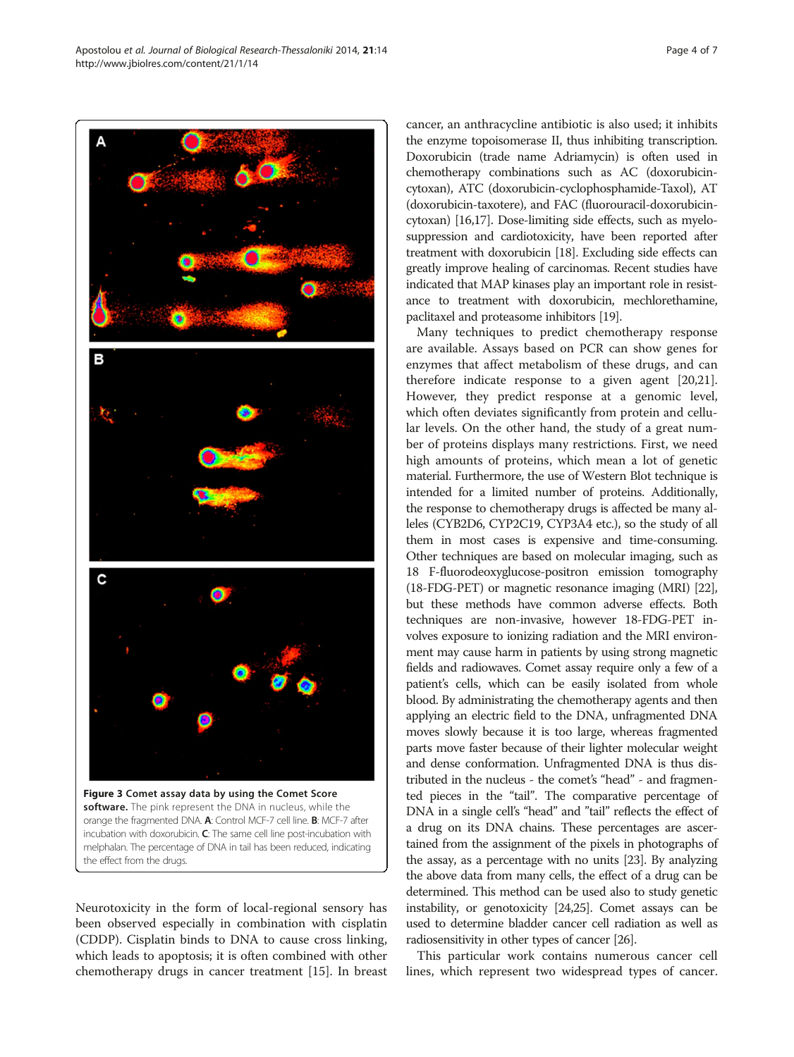**Figure 3 Comet assay data by using the Comet Score software.** The pink represent the DNA in nucleus, while the orange the fragmented DNA. **A**: Control MCF-7 cell line. **B**: MCF-7 after incubation with doxorubicin. **C**: The same cell line post-incubation with melphalan. The percentage of DNA in tail has been reduced, indicating the effect from the drugs.

Neurotoxicity in the form of local-regional sensory has been observed especially in combination with cisplatin (CDDP). Cisplatin binds to DNA to cause cross linking, which leads to apoptosis; it is often combined with other chemotherapy drugs in cancer treatment [15]. In breast cancer, an anthracycline antibiotic is also used; it inhibits the enzyme topoisomerase II, thus inhibiting transcription. Doxorubicin (trade name Adriamycin) is often used in chemotherapy combinations such as AC (doxorubicin-cytoxan), ATC (doxorubicin-cyclophosphamide-Taxol), AT (doxorubicin-taxotere), and FAC (fluorouracil-doxorubicin-cytoxan) [16,17]. Dose-limiting side effects, such as myelo-suppression and cardiotoxicity, have been reported after treatment with doxorubicin [18]. Excluding side effects can greatly improve healing of carcinomas. Recent studies have indicated that MAP kinases play an important role in resistance to treatment with doxorubicin, mechlorethamine, paclitaxel and proteasome inhibitors [19].

Many techniques to predict chemotherapy response are available. Assays based on PCR can show genes for enzymes that affect metabolism of these drugs, and can therefore indicate response to a given agent [20,21]. However, they predict response at a genomic level, which often deviates significantly from protein and cellular levels. On the other hand, the study of a great number of proteins displays many restrictions. First, we need high amounts of proteins, which mean a lot of genetic material. Furthermore, the use of Western Blot technique is intended for a limited number of proteins. Additionally, the response to chemotherapy drugs is affected be many alleles (CYB2D6, CYP2C19, CYP3A4 etc.), so the study of all them in most cases is expensive and time-consuming. Other techniques are based on molecular imaging, such as 18 F-fluorodeoxyglucose-positron emission tomography (18-FDG-PET) or magnetic resonance imaging (MRI) [22], but these methods have common adverse effects. Both techniques are non-invasive, however 18-FDG-PET involves exposure to ionizing radiation and the MRI environment may cause harm in patients by using strong magnetic fields and radiowaves. Comet assay require only a few of a patient's cells, which can be easily isolated from whole blood. By administrating the chemotherapy agents and then applying an electric field to the DNA, unfragmented DNA moves slowly because it is too large, whereas fragmented parts move faster because of their lighter molecular weight and dense conformation. Unfragmented DNA is thus distributed in the nucleus - the comet's "head" - and fragmented pieces in the "tail". The comparative percentage of DNA in a single cell's "head" and "tail" reflects the effect of a drug on its DNA chains. These percentages are ascertained from the assignment of the pixels in photographs of the assay, as a percentage with no units [23]. By analyzing the above data from many cells, the effect of a drug can be determined. This method can be used also to study genetic instability, or genotoxicity [24,25]. Comet assays can be used to determine bladder cancer cell radiation as well as radiosensitivity in other types of cancer [26].

This particular work contains numerous cancer cell lines, which represent two widespread types of cancer.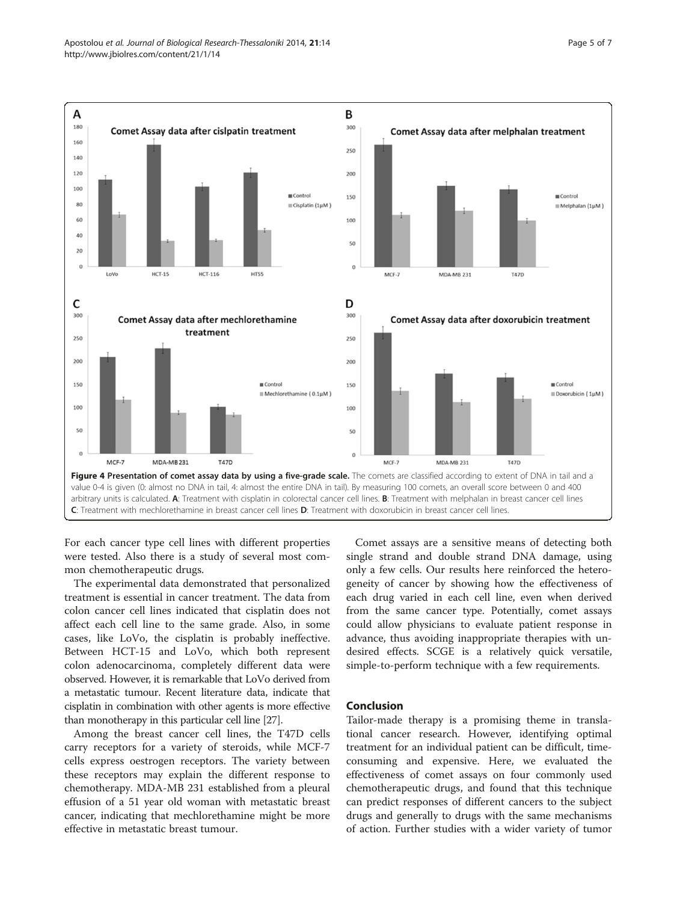A

Comet Assay data after cislpatin treatment

180
160
140
120
100
80
60
40
20
0

LoVo HCT-15 HCT-116 HT55

Control
Cisplatin (1μM)

B

Comet Assay data after melphalan treatment

300
250
200
150
100
50
0

MCF-7 MDA-MB 231 T47D

Control
Melphalan (1μM)

C

Comet Assay data after mechlorethamine treatment

300
250
200
150
100
50
0

MCF-7 MDA-MB231 T47D

Control
Mechlorethamine (0.1μM)

D

Comet Assay data after doxorubicin treatment

300
250
200
150
100
50
0

MCF-7 MDA-MB 231 T47D

Control
Doxorubicin (1μM)

**Figure 4 Presentation of comet assay data by using a five-grade scale.** The comets are classified according to extent of DNA in tail and a value 0-4 is given (0: almost no DNA in tail, 4: almost the entire DNA in tail). By measuring 100 comets, an overall score between 0 and 400 arbitrary units is calculated. **A**: Treatment with cisplatin in colorectal cancer cell lines. **B**: Treatment with melphalan in breast cancer cell lines **C**: Treatment with mechlorethamine in breast cancer cell lines **D**: Treatment with doxorubicin in breast cancer cell lines.

For each cancer type cell lines with different properties were tested. Also there is a study of several most common chemotherapeutic drugs.

The experimental data demonstrated that personalized treatment is essential in cancer treatment. The data from colon cancer cell lines indicated that cisplatin does not affect each cell line to the same grade. Also, in some cases, like LoVo, the cisplatin is probably ineffective. Between HCT-15 and LoVo, which both represent colon adenocarcinoma, completely different data were observed. However, it is remarkable that LoVo derived from a metastatic tumour. Recent literature data, indicate that cisplatin in combination with other agents is more effective than monotherapy in this particular cell line [27].

Among the breast cancer cell lines, the T47D cells carry receptors for a variety of steroids, while MCF-7 cells express oestrogen receptors. The variety between these receptors may explain the different response to chemotherapy. MDA-MB 231 established from a pleural effusion of a 51 year old woman with metastatic breast cancer, indicating that mechlorethamine might be more effective in metastatic breast tumour.

Comet assays are a sensitive means of detecting both single strand and double strand DNA damage, using only a few cells. Our results here reinforced the heterogeneity of cancer by showing how the effectiveness of each drug varied in each cell line, even when derived from the same cancer type. Potentially, comet assays could allow physicians to evaluate patient response in advance, thus avoiding inappropriate therapies with undesired effects. SCGE is a relatively quick versatile, simple-to-perform technique with a few requirements.

## Conclusion

Tailor-made therapy is a promising theme in translational cancer research. However, identifying optimal treatment for an individual patient can be difficult, time-consuming and expensive. Here, we evaluated the effectiveness of comet assays on four commonly used chemotherapeutic drugs, and found that this technique can predict responses of different cancers to the subject drugs and generally to drugs with the same mechanisms of action. Further studies with a wider variety of tumor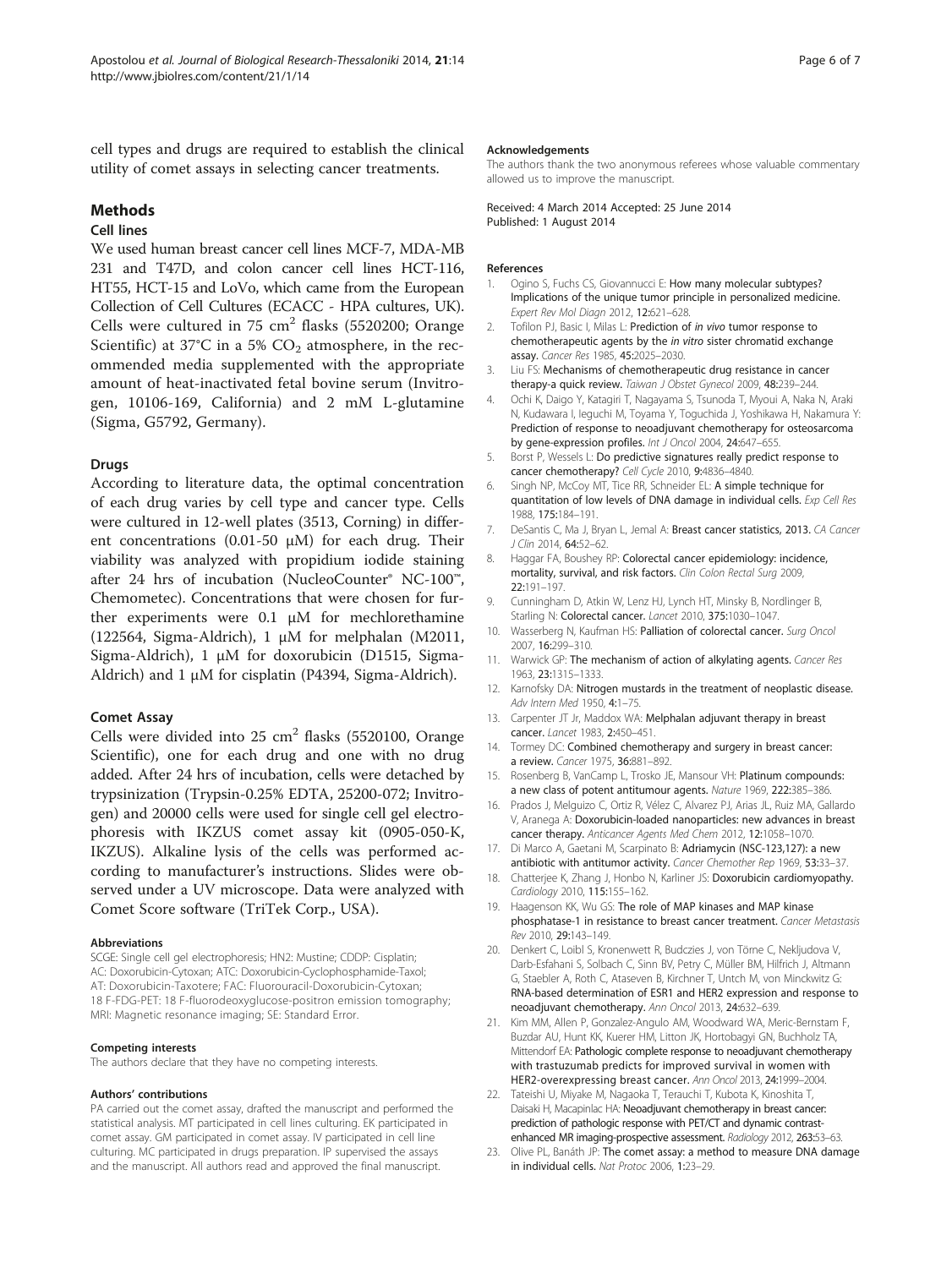cell types and drugs are required to establish the clinical utility of comet assays in selecting cancer treatments.

## Methods

### Cell lines

We used human breast cancer cell lines MCF-7, MDA-MB 231 and T47D, and colon cancer cell lines HCT-116, HT55, HCT-15 and LoVo, which came from the European Collection of Cell Cultures (ECACC - HPA cultures, UK). Cells were cultured in 75 $cm^2$ flasks (5520200; Orange Scientific) at 37°C in a 5% $CO_2$ atmosphere, in the recommended media supplemented with the appropriate amount of heat-inactivated fetal bovine serum (Invitrogen, 10106-169, California) and 2 mM L-glutamine (Sigma, G5792, Germany).

### Drugs

According to literature data, the optimal concentration of each drug varies by cell type and cancer type. Cells were cultured in 12-well plates (3513, Corning) in different concentrations (0.01-50 μM) for each drug. Their viability was analyzed with propidium iodide staining after 24 hrs of incubation (NucleoCounter® NC-100™, Chemometec). Concentrations that were chosen for further experiments were 0.1 μM for mechlorethamine (122564, Sigma-Aldrich), 1 μM for melphalan (M2011, Sigma-Aldrich), 1 μM for doxorubicin (D1515, Sigma-Aldrich) and 1 μM for cisplatin (P4394, Sigma-Aldrich).

### Comet Assay

Cells were divided into 25 $cm^2$ flasks (5520100, Orange Scientific), one for each drug and one with no drug added. After 24 hrs of incubation, cells were detached by trypsinization (Trypsin-0.25% EDTA, 25200-072; Invitrogen) and 20000 cells were used for single cell gel electrophoresis with IKZUS comet assay kit (0905-050-K, IKZUS). Alkaline lysis of the cells was performed according to manufacturer's instructions. Slides were observed under a UV microscope. Data were analyzed with Comet Score software (TriTek Corp., USA).

#### Abbreviations

SCGE: Single cell gel electrophoresis; HN2: Mustine; CDDP: Cisplatin; AC: Doxorubicin-Cytoxan; ATC: Doxorubicin-Cyclophosphamide-Taxol; AT: Doxorubicin-Taxotere; FAC: Fluorouracil-Doxorubicin-Cytoxan; 18 F-FDG-PET: 18 F-fluorodeoxyglucose-positron emission tomography; MRI: Magnetic resonance imaging; SE: Standard Error.

#### Competing interests

The authors declare that they have no competing interests.

#### Authors' contributions

PA carried out the comet assay, drafted the manuscript and performed the statistical analysis. MT participated in cell lines culturing. EK participated in comet assay. GM participated in comet assay. IV participated in cell line culturing. MC participated in drugs preparation. IP supervised the assays and the manuscript. All authors read and approved the final manuscript.

#### Acknowledgements

The authors thank the two anonymous referees whose valuable commentary allowed us to improve the manuscript.

Received: 4 March 2014 Accepted: 25 June 2014
Published: 1 August 2014

#### References

1. Ogino S, Fuchs CS, Giovannucci E: How many molecular subtypes? Implications of the unique tumor principle in personalized medicine. *Expert Rev Mol Diagn* 2012, 12:621–628.
2. Tofilon PJ, Basic I, Milas L: Prediction of *in vivo* tumor response to chemotherapeutic agents by the *in vitro* sister chromatid exchange assay. *Cancer Res* 1985, 45:2025–2030.
3. Liu FS: Mechanisms of chemotherapeutic drug resistance in cancer therapy-a quick review. *Taiwan J Obstet Gynecol* 2009, 48:239–244.
4. Ochi K, Daigo Y, Katagiri T, Nagayama S, Tsunoda T, Myoui A, Naka N, Araki N, Kudawara I, Ieguchi M, Toyama Y, Toguchida J, Yoshikawa H, Nakamura Y: Prediction of response to neoadjuvant chemotherapy for osteosarcoma by gene-expression profiles. *Int J Oncol* 2004, 24:647–655.
5. Borst P, Wessels L: Do predictive signatures really predict response to cancer chemotherapy? *Cell Cycle* 2010, 9:4836–4840.
6. Singh NP, McCoy MT, Tice RR, Schneider EL: A simple technique for quantitation of low levels of DNA damage in individual cells. *Exp Cell Res* 1988, 175:184–191.
7. DeSantis C, Ma J, Bryan L, Jemal A: Breast cancer statistics, 2013. *CA Cancer J Clin* 2014, 64:52–62.
8. Haggar FA, Boushey RP: Colorectal cancer epidemiology: incidence, mortality, survival, and risk factors. *Clin Colon Rectal Surg* 2009, 22:191–197.
9. Cunningham D, Atkin W, Lenz HJ, Lynch HT, Minsky B, Nordlinger B, Starling N: Colorectal cancer. *Lancet* 2010, 375:1030–1047.
10. Wasserberg N, Kaufman HS: Palliation of colorectal cancer. *Surg Oncol* 2007, 16:299–310.
11. Warwick GP: The mechanism of action of alkylating agents. *Cancer Res* 1963, 23:1315–1333.
12. Karnofsky DA: Nitrogen mustards in the treatment of neoplastic disease. *Adv Intern Med* 1950, 4:1–75.
13. Carpenter JT Jr, Maddox WA: Melphalan adjuvant therapy in breast cancer. *Lancet* 1983, 2:450–451.
14. Tormey DC: Combined chemotherapy and surgery in breast cancer: a review. *Cancer* 1975, 36:881–892.
15. Rosenberg B, VanCamp L, Trosko JE, Mansour VH: Platinum compounds: a new class of potent antitumour agents. *Nature* 1969, 222:385–386.
16. Prados J, Melguizo C, Ortiz R, Vélez C, Alvarez PJ, Arias JL, Ruiz MA, Gallardo V, Aranega A: Doxorubicin-loaded nanoparticles: new advances in breast cancer therapy. *Anticancer Agents Med Chem* 2012, 12:1058–1070.
17. Di Marco A, Gaetani M, Scarpinato B: Adriamycin (NSC-123,127): a new antibiotic with antitumor activity. *Cancer Chemother Rep* 1969, 53:33–37.
18. Chatterjee K, Zhang J, Honbo N, Karliner JS: Doxorubicin cardiomyopathy. *Cardiology* 2010, 115:155–162.
19. Haagenson KK, Wu GS: The role of MAP kinases and MAP kinase phosphatase-1 in resistance to breast cancer treatment. *Cancer Metastasis Rev* 2010, 29:143–149.
20. Denkert C, Loibl S, Kronenwett R, Budczies J, von Törne C, Nekljudova V, Darb-Esfahani S, Solbach C, Sinn BV, Petry C, Müller BM, Hilfrich J, Altmann G, Staebler A, Roth C, Ataseven B, Kirchner T, Untch M, von Minckwitz G: RNA-based determination of ESR1 and HER2 expression and response to neoadjuvant chemotherapy. *Ann Oncol* 2013, 24:632–639.
21. Kim MM, Allen P, Gonzalez-Angulo AM, Woodward WA, Meric-Bernstam F, Buzdar AU, Hunt KK, Kuerer HM, Litton JK, Hortobagyi GN, Buchholz TA, Mittendorf EA: Pathologic complete response to neoadjuvant chemotherapy with trastuzumab predicts for improved survival in women with HER2-overexpressing breast cancer. *Ann Oncol* 2013, 24:1999–2004.
22. Tateishi U, Miyake M, Nagaoka T, Terauchi T, Kubota K, Kinoshita T, Daisaki H, Macapinlac HA: Neoadjuvant chemotherapy in breast cancer: prediction of pathologic response with PET/CT and dynamic contrast-enhanced MR imaging-prospective assessment. *Radiology* 2012, 263:53–63.
23. Olive PL, Banáth JP: The comet assay: a method to measure DNA damage in individual cells. *Nat Protoc* 2006, 1:23–29.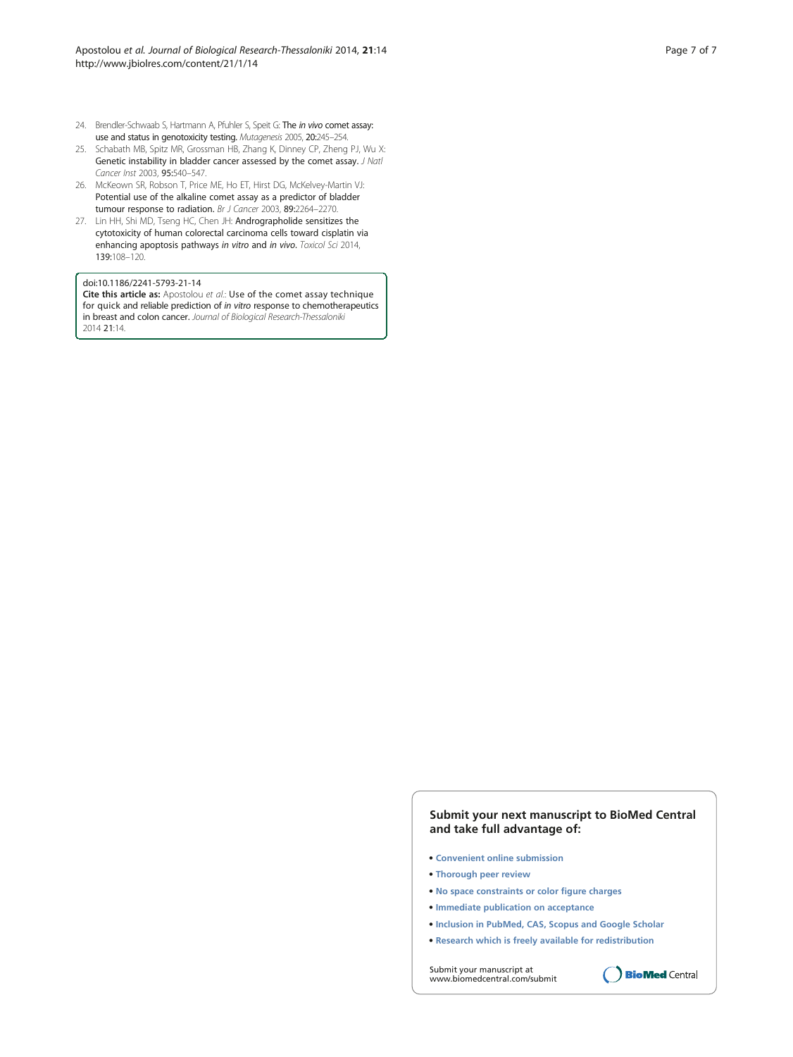24. Brendler-Schwaab S, Hartmann A, Pfuhler S, Speit G: The *in vivo* comet assay: use and status in genotoxicity testing. *Mutagenesis* 2005, **20:**245–254.
25. Schabath MB, Spitz MR, Grossman HB, Zhang K, Dinney CP, Zheng PJ, Wu X: Genetic instability in bladder cancer assessed by the comet assay. *J Natl Cancer Inst* 2003, **95:**540–547.
26. McKeown SR, Robson T, Price ME, Ho ET, Hirst DG, McKelvey-Martin VJ: Potential use of the alkaline comet assay as a predictor of bladder tumour response to radiation. *Br J Cancer* 2003, **89:**2264–2270.
27. Lin HH, Shi MD, Tseng HC, Chen JH: Andrographolide sensitizes the cytotoxicity of human colorectal carcinoma cells toward cisplatin via enhancing apoptosis pathways *in vitro* and *in vivo*. *Toxicol Sci* 2014, **139:**108–120.

doi:10.1186/2241-5793-21-14
**Cite this article as:** Apostolou *et al.*: Use of the comet assay technique for quick and reliable prediction of *in vitro* response to chemotherapeutics in breast and colon cancer. *Journal of Biological Research-Thessaloniki* 2014 **21**:14.

**Submit your next manuscript to BioMed Central and take full advantage of:**

- **Convenient online submission**
- **Thorough peer review**
- **No space constraints or color figure charges**
- **Immediate publication on acceptance**
- **Inclusion in PubMed, CAS, Scopus and Google Scholar**
- **Research which is freely available for redistribution**

Submit your manuscript at
www.biomedcentral.com/submit

BioMed Central